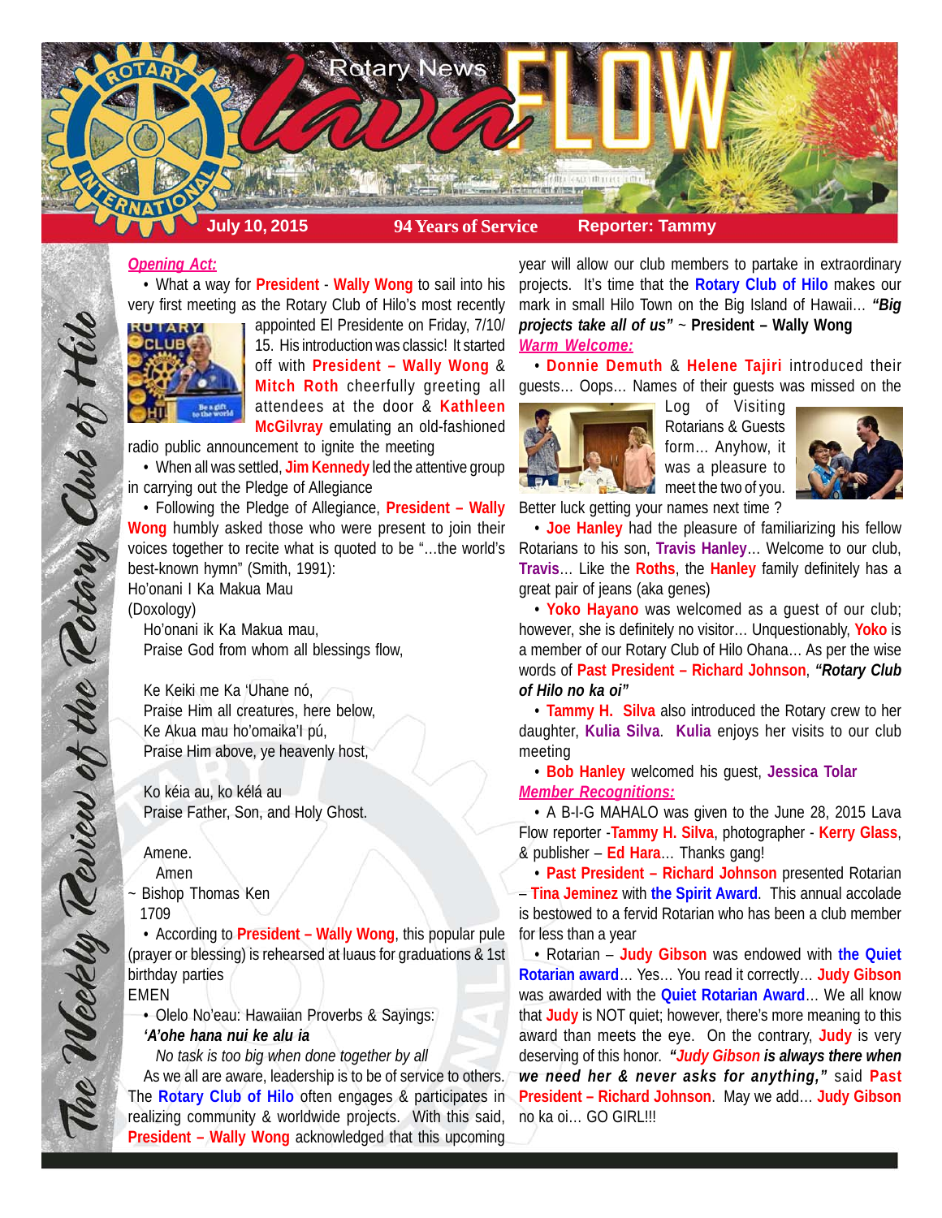# Rotary News Lava FLOW

**July 10, 2015** | **94 Years of Service** | **Reporter: Tammy**

*The Weekly Review of the Rotary Club of Hilo*

## *Opening Act:*

- What a way for **President** - **Wally Wong** to sail into his very first meeting as the Rotary Club of Hilo's most recently appointed El Presidente on Friday, 7/10/15. His introduction was classic! It started off with **President – Wally Wong** & **Mitch Roth** cheerfully greeting all attendees at the door & **Kathleen McGilvray** emulating an old-fashioned radio public announcement to ignite the meeting
- When all was settled, **Jim Kennedy** led the attentive group in carrying out the Pledge of Allegiance
- Following the Pledge of Allegiance, **President – Wally Wong** humbly asked those who were present to join their voices together to recite what is quoted to be "…the world's best-known hymn" (Smith, 1991):

Ho'onani I Ka Makua Mau
(Doxology)

Ho'onani ik Ka Makua mau,
Praise God from whom all blessings flow,

Ke Keiki me Ka 'Uhane nó,
Praise Him all creatures, here below,
Ke Akua mau ho'omaika'I pú,
Praise Him above, ye heavenly host,

Ko kéia au, ko kélá au
Praise Father, Son, and Holy Ghost.

Amene.
Amen
~ Bishop Thomas Ken
1709

- According to **President – Wally Wong**, this popular pule (prayer or blessing) is rehearsed at luaus for graduations & 1st birthday parties

EMEN

- Olelo No'eau: Hawaiian Proverbs & Sayings:
  ***'A'ohe hana nui ke alu ia***
  *No task is too big when done together by all*

As we all are aware, leadership is to be of service to others. The **Rotary Club of Hilo** often engages & participates in realizing community & worldwide projects. With this said, **President – Wally Wong** acknowledged that this upcoming year will allow our club members to partake in extraordinary projects. It's time that the **Rotary Club of Hilo** makes our mark in small Hilo Town on the Big Island of Hawaii… ***"Big projects take all of us"*** ~ **President – Wally Wong**

## *Warm Welcome:*

- **Donnie Demuth** & **Helene Tajiri** introduced their guests… Oops… Names of their guests was missed on the Log of Visiting Rotarians & Guests form… Anyhow, it was a pleasure to meet the two of you. Better luck getting your names next time ?
- **Joe Hanley** had the pleasure of familiarizing his fellow Rotarians to his son, **Travis Hanley**… Welcome to our club, **Travis**… Like the **Roths**, the **Hanley** family definitely has a great pair of jeans (aka genes)
- **Yoko Hayano** was welcomed as a guest of our club; however, she is definitely no visitor… Unquestionably, **Yoko** is a member of our Rotary Club of Hilo Ohana… As per the wise words of **Past President – Richard Johnson**, ***"Rotary Club of Hilo no ka oi"***
- **Tammy H. Silva** also introduced the Rotary crew to her daughter, **Kulia Silva**. **Kulia** enjoys her visits to our club meeting
- **Bob Hanley** welcomed his guest, **Jessica Tolar**

## *Member Recognitions:*

- A B-I-G MAHALO was given to the June 28, 2015 Lava Flow reporter -**Tammy H. Silva**, photographer - **Kerry Glass**, & publisher – **Ed Hara**… Thanks gang!
- **Past President – Richard Johnson** presented Rotarian – **Tina Jeminez** with **the Spirit Award**. This annual accolade is bestowed to a fervid Rotarian who has been a club member for less than a year
- Rotarian – **Judy Gibson** was endowed with **the Quiet Rotarian award**… Yes… You read it correctly… **Judy Gibson** was awarded with the **Quiet Rotarian Award**… We all know that **Judy** is NOT quiet; however, there's more meaning to this award than meets the eye. On the contrary, **Judy** is very deserving of this honor. ***"Judy Gibson is always there when we need her & never asks for anything,"*** said **Past President – Richard Johnson**. May we add… **Judy Gibson** no ka oi… GO GIRL!!!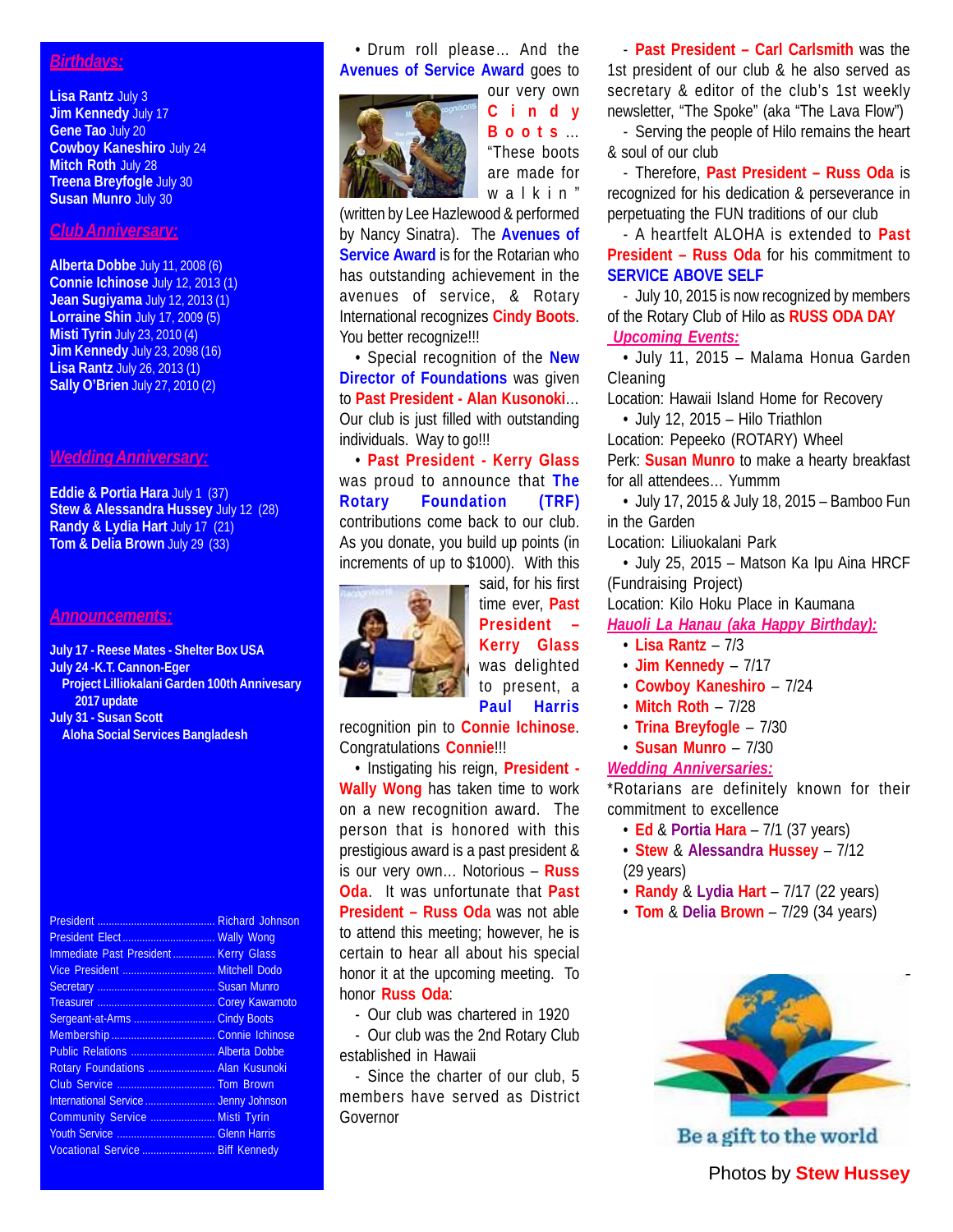## *Birthdays:*

**Lisa Rantz** July 3
**Jim Kennedy** July 17
**Gene Tao** July 20
**Cowboy Kaneshiro** July 24
**Mitch Roth** July 28
**Treena Breyfogle** July 30
**Susan Munro** July 30

## *Club Anniversary:*

**Alberta Dobbe** July 11, 2008 (6)
**Connie Ichinose** July 12, 2013 (1)
**Jean Sugiyama** July 12, 2013 (1)
**Lorraine Shin** July 17, 2009 (5)
**Misti Tyrin** July 23, 2010 (4)
**Jim Kennedy** July 23, 2098 (16)
**Lisa Rantz** July 26, 2013 (1)
**Sally O'Brien** July 27, 2010 (2)

## *Wedding Anniversary:*

**Eddie & Portia Hara** July 1 (37)
**Stew & Alessandra Hussey** July 12 (28)
**Randy & Lydia Hart** July 17 (21)
**Tom & Delia Brown** July 29 (33)

## *Announcements:*

**July 17 - Reese Mates - Shelter Box USA**
**July 24 -K.T. Cannon-Eger**
**Project Lilliokalani Garden 100th Annivesary 2017 update**
**July 31 - Susan Scott**
**Aloha Social Services Bangladesh**

| | |
|---|---|
| President | Richard Johnson |
| President Elect | Wally Wong |
| Immediate Past President | Kerry Glass |
| Vice President | Mitchell Dodo |
| Secretary | Susan Munro |
| Treasurer | Corey Kawamoto |
| Sergeant-at-Arms | Cindy Boots |
| Membership | Connie Ichinose |
| Public Relations | Alberta Dobbe |
| Rotary Foundations | Alan Kusunoki |
| Club Service | Tom Brown |
| International Service | Jenny Johnson |
| Community Service | Misti Tyrin |
| Youth Service | Glenn Harris |
| Vocational Service | Biff Kennedy |

• Drum roll please… And the **Avenues of Service Award** goes to our very own **Cindy Boots**… "These boots are made for walkin" (written by Lee Hazlewood & performed by Nancy Sinatra). The **Avenues of Service Award** is for the Rotarian who has outstanding achievement in the avenues of service, & Rotary International recognizes **Cindy Boots**. You better recognize!!!

• Special recognition of the **New Director of Foundations** was given to **Past President - Alan Kusonoki**… Our club is just filled with outstanding individuals. Way to go!!!

• **Past President - Kerry Glass** was proud to announce that **The Rotary Foundation (TRF)** contributions come back to our club. As you donate, you build up points (in increments of up to $1000). With this said, for his first time ever, **Past President – Kerry Glass** was delighted to present, a **Paul Harris** recognition pin to **Connie Ichinose**. Congratulations **Connie**!!!

• Instigating his reign, **President - Wally Wong** has taken time to work on a new recognition award. The person that is honored with this prestigious award is a past president & is our very own… Notorious – **Russ Oda**. It was unfortunate that **Past President – Russ Oda** was not able to attend this meeting; however, he is certain to hear all about his special honor it at the upcoming meeting. To honor **Russ Oda**:

- Our club was chartered in 1920
- Our club was the 2nd Rotary Club established in Hawaii
- Since the charter of our club, 5 members have served as District Governor
- **Past President – Carl Carlsmith** was the 1st president of our club & he also served as secretary & editor of the club's 1st weekly newsletter, "The Spoke" (aka "The Lava Flow")
- Serving the people of Hilo remains the heart & soul of our club
- Therefore, **Past President – Russ Oda** is recognized for his dedication & perseverance in perpetuating the FUN traditions of our club
- A heartfelt ALOHA is extended to **Past President – Russ Oda** for his commitment to **SERVICE ABOVE SELF**
- July 10, 2015 is now recognized by members of the Rotary Club of Hilo as **RUSS ODA DAY**

## *Upcoming Events:*

• July 11, 2015 – Malama Honua Garden Cleaning
Location: Hawaii Island Home for Recovery

• July 12, 2015 – Hilo Triathlon
Location: Pepeeko (ROTARY) Wheel
Perk: **Susan Munro** to make a hearty breakfast for all attendees… Yummm

• July 17, 2015 & July 18, 2015 – Bamboo Fun in the Garden
Location: Liliuokalani Park

• July 25, 2015 – Matson Ka Ipu Aina HRCF (Fundraising Project)
Location: Kilo Hoku Place in Kaumana

## *Hauoli La Hanau (aka Happy Birthday):*

- **Lisa Rantz** – 7/3
- **Jim Kennedy** – 7/17
- **Cowboy Kaneshiro** – 7/24
- **Mitch Roth** – 7/28
- **Trina Breyfogle** – 7/30
- **Susan Munro** – 7/30

## *Wedding Anniversaries:*

*Rotarians are definitely known for their commitment to excellence

- **Ed** & **Portia Hara** – 7/1 (37 years)
- **Stew** & **Alessandra Hussey** – 7/12 (29 years)
- **Randy** & **Lydia Hart** – 7/17 (22 years)
- **Tom** & **Delia Brown** – 7/29 (34 years)

Be a gift to the world

Photos by **Stew Hussey**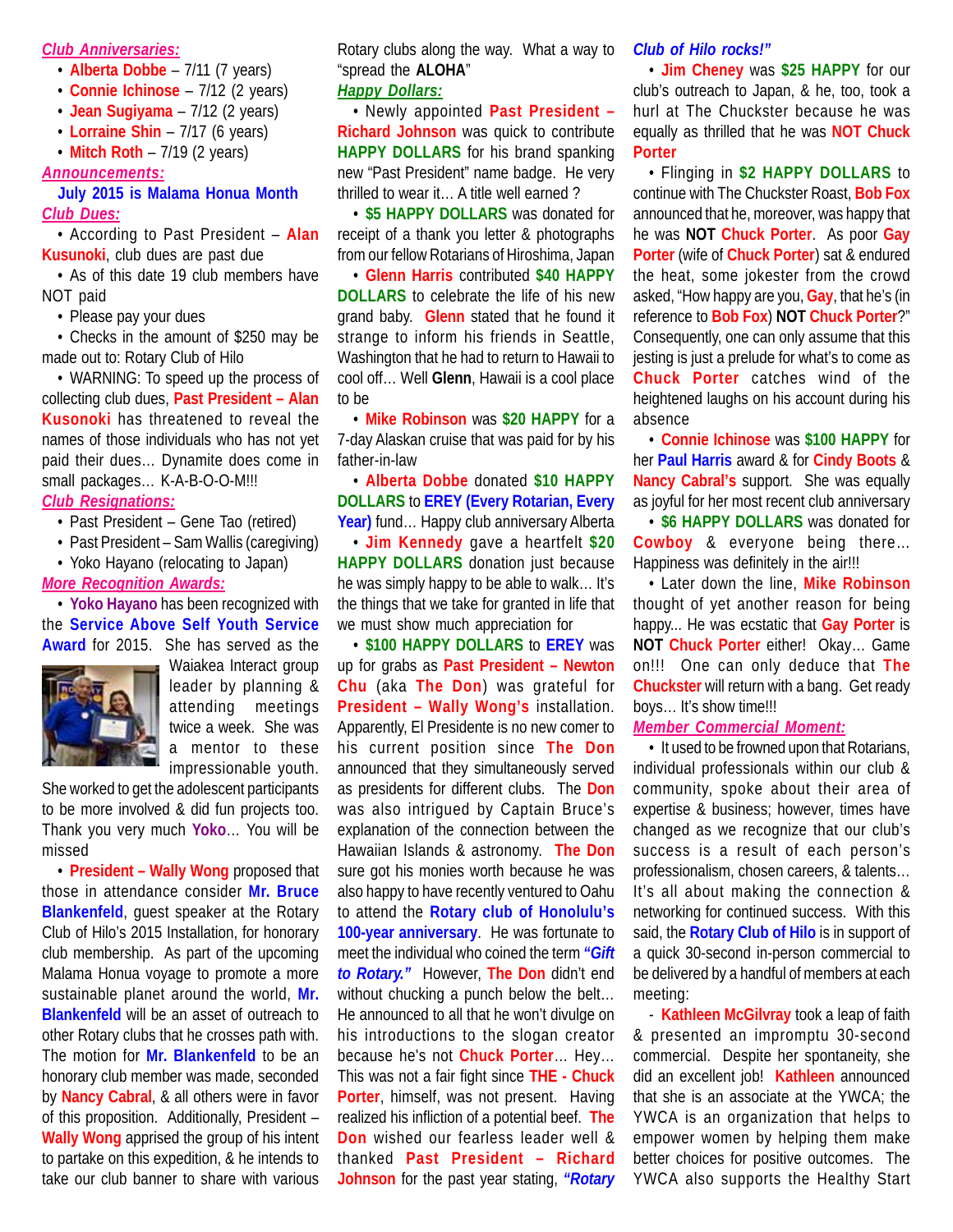***Club Anniversaries:***

- **Alberta Dobbe** – 7/11 (7 years)
- **Connie Ichinose** – 7/12 (2 years)
- **Jean Sugiyama** – 7/12 (2 years)
- **Lorraine Shin** – 7/17 (6 years)
- **Mitch Roth** – 7/19 (2 years)

***Announcements:***

**July 2015 is Malama Honua Month**

***Club Dues:***

- According to Past President – **Alan Kusunoki**, club dues are past due
- As of this date 19 club members have NOT paid
- Please pay your dues
- Checks in the amount of $250 may be made out to: Rotary Club of Hilo
- WARNING: To speed up the process of collecting club dues, **Past President – Alan Kusunoki** has threatened to reveal the names of those individuals who has not yet paid their dues… Dynamite does come in small packages… K-A-B-O-O-M!!!

***Club Resignations:***

- Past President – Gene Tao (retired)
- Past President – Sam Wallis (caregiving)
- Yoko Hayano (relocating to Japan)

***More Recognition Awards:***

- **Yoko Hayano** has been recognized with the **Service Above Self Youth Service Award** for 2015. She has served as the Waiakea Interact group leader by planning & attending meetings twice a week. She was a mentor to these impressionable youth. She worked to get the adolescent participants to be more involved & did fun projects too. Thank you very much **Yoko**… You will be missed
- **President – Wally Wong** proposed that those in attendance consider **Mr. Bruce Blankenfeld**, guest speaker at the Rotary Club of Hilo's 2015 Installation, for honorary club membership. As part of the upcoming Malama Honua voyage to promote a more sustainable planet around the world, **Mr. Blankenfeld** will be an asset of outreach to other Rotary clubs that he crosses path with. The motion for **Mr. Blankenfeld** to be an honorary club member was made, seconded by **Nancy Cabral**, & all others were in favor of this proposition. Additionally, President – **Wally Wong** apprised the group of his intent to partake on this expedition, & he intends to take our club banner to share with various Rotary clubs along the way. What a way to "spread the **ALOHA**"

***Happy Dollars:***

- Newly appointed **Past President – Richard Johnson** was quick to contribute **HAPPY DOLLARS** for his brand spanking new "Past President" name badge. He very thrilled to wear it… A title well earned ?
- **$5 HAPPY DOLLARS** was donated for receipt of a thank you letter & photographs from our fellow Rotarians of Hiroshima, Japan
- **Glenn Harris** contributed **$40 HAPPY DOLLARS** to celebrate the life of his new grand baby. **Glenn** stated that he found it strange to inform his friends in Seattle, Washington that he had to return to Hawaii to cool off… Well **Glenn**, Hawaii is a cool place to be
- **Mike Robinson** was **$20 HAPPY** for a 7-day Alaskan cruise that was paid for by his father-in-law
- **Alberta Dobbe** donated **$10 HAPPY DOLLARS** to **EREY (Every Rotarian, Every Year)** fund… Happy club anniversary Alberta
- **Jim Kennedy** gave a heartfelt **$20 HAPPY DOLLARS** donation just because he was simply happy to be able to walk… It's the things that we take for granted in life that we must show much appreciation for
- **$100 HAPPY DOLLARS** to **EREY** was up for grabs as **Past President – Newton Chu** (aka **The Don**) was grateful for **President – Wally Wong's** installation. Apparently, El Presidente is no new comer to his current position since **The Don** announced that they simultaneously served as presidents for different clubs. The **Don** was also intrigued by Captain Bruce's explanation of the connection between the Hawaiian Islands & astronomy. **The Don** sure got his monies worth because he was also happy to have recently ventured to Oahu to attend the **Rotary club of Honolulu's 100-year anniversary**. He was fortunate to meet the individual who coined the term ***"Gift to Rotary."*** However, **The Don** didn't end without chucking a punch below the belt… He announced to all that he won't divulge on his introductions to the slogan creator because he's not **Chuck Porter**… Hey… This was not a fair fight since **THE - Chuck Porter**, himself, was not present. Having realized his infliction of a potential beef. **The Don** wished our fearless leader well & thanked **Past President – Richard Johnson** for the past year stating, ***"Rotary Club of Hilo rocks!"***
- **Jim Cheney** was **$25 HAPPY** for our club's outreach to Japan, & he, too, took a hurl at The Chuckster because he was equally as thrilled that he was **NOT Chuck Porter**
- Flinging in **$2 HAPPY DOLLARS** to continue with The Chuckster Roast, **Bob Fox** announced that he, moreover, was happy that he was **NOT Chuck Porter**. As poor **Gay Porter** (wife of **Chuck Porter**) sat & endured the heat, some jokester from the crowd asked, "How happy are you, **Gay**, that he's (in reference to **Bob Fox**) **NOT Chuck Porter**?" Consequently, one can only assume that this jesting is just a prelude for what's to come as **Chuck Porter** catches wind of the heightened laughs on his account during his absence
- **Connie Ichinose** was **$100 HAPPY** for her **Paul Harris** award & for **Cindy Boots** & **Nancy Cabral's** support. She was equally as joyful for her most recent club anniversary
- **$6 HAPPY DOLLARS** was donated for **Cowboy** & everyone being there… Happiness was definitely in the air!!!
- Later down the line, **Mike Robinson** thought of yet another reason for being happy... He was ecstatic that **Gay Porter** is **NOT Chuck Porter** either! Okay… Game on!!! One can only deduce that **The Chuckster** will return with a bang. Get ready boys… It's show time!!!

***Member Commercial Moment:***

- It used to be frowned upon that Rotarians, individual professionals within our club & community, spoke about their area of expertise & business; however, times have changed as we recognize that our club's success is a result of each person's professionalism, chosen careers, & talents… It's all about making the connection & networking for continued success. With this said, the **Rotary Club of Hilo** is in support of a quick 30-second in-person commercial to be delivered by a handful of members at each meeting:

- **Kathleen McGilvray** took a leap of faith & presented an impromptu 30-second commercial. Despite her spontaneity, she did an excellent job! **Kathleen** announced that she is an associate at the YWCA; the YWCA is an organization that helps to empower women by helping them make better choices for positive outcomes. The YWCA also supports the Healthy Start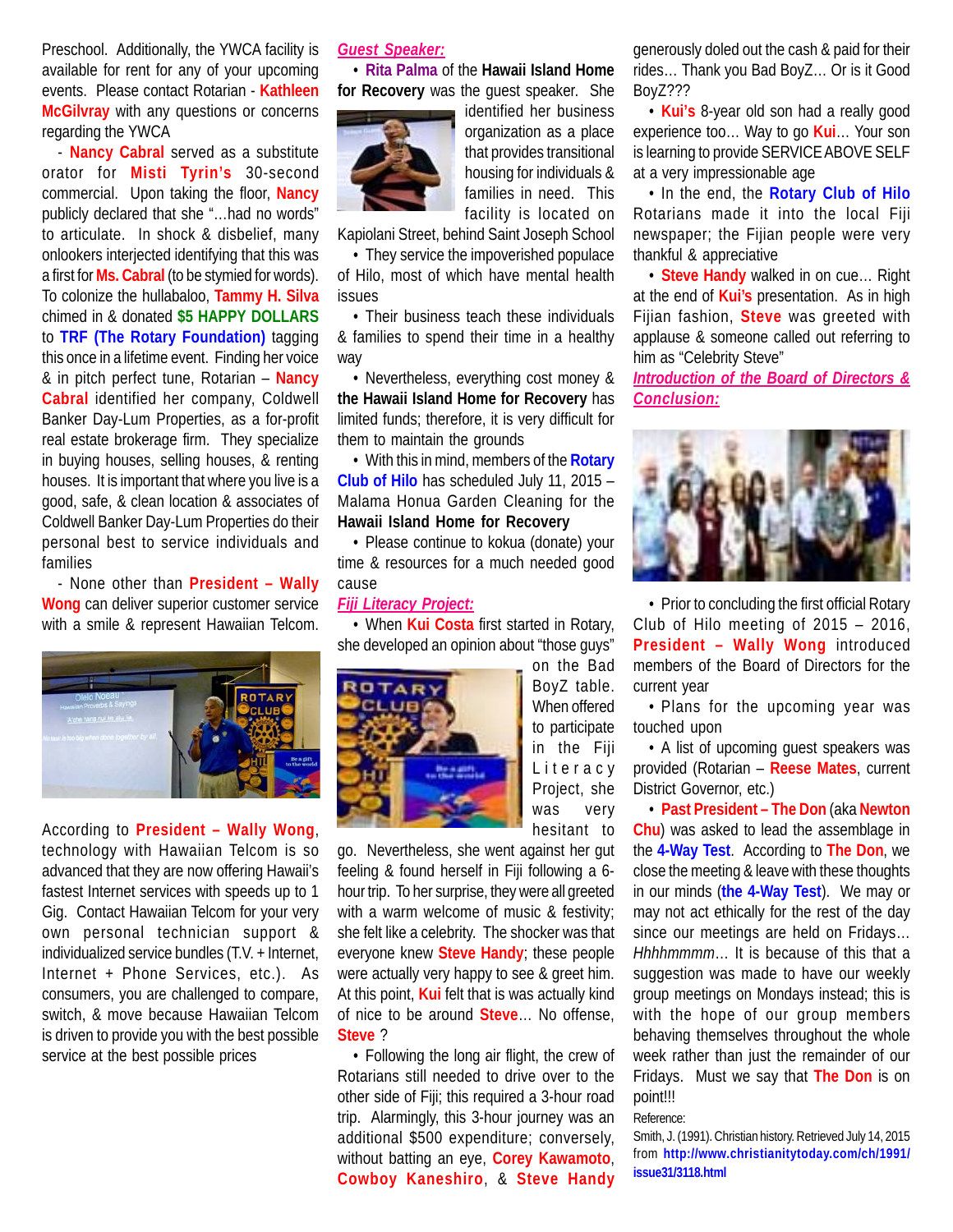Preschool. Additionally, the YWCA facility is available for rent for any of your upcoming events. Please contact Rotarian - **Kathleen McGilvray** with any questions or concerns regarding the YWCA

- **Nancy Cabral** served as a substitute orator for **Misti Tyrin's** 30-second commercial. Upon taking the floor, **Nancy** publicly declared that she "…had no words" to articulate. In shock & disbelief, many onlookers interjected identifying that this was a first for **Ms. Cabral** (to be stymied for words). To colonize the hullabaloo, **Tammy H. Silva** chimed in & donated **$5 HAPPY DOLLARS** to **TRF (The Rotary Foundation)** tagging this once in a lifetime event. Finding her voice & in pitch perfect tune, Rotarian – **Nancy Cabral** identified her company, Coldwell Banker Day-Lum Properties, as a for-profit real estate brokerage firm. They specialize in buying houses, selling houses, & renting houses. It is important that where you live is a good, safe, & clean location & associates of Coldwell Banker Day-Lum Properties do their personal best to service individuals and families

- None other than **President – Wally Wong** can deliver superior customer service with a smile & represent Hawaiian Telcom.

According to **President – Wally Wong**, technology with Hawaiian Telcom is so advanced that they are now offering Hawaii's fastest Internet services with speeds up to 1 Gig. Contact Hawaiian Telcom for your very own personal technician support & individualized service bundles (T.V. + Internet, Internet + Phone Services, etc.). As consumers, you are challenged to compare, switch, & move because Hawaiian Telcom is driven to provide you with the best possible service at the best possible prices

***Guest Speaker:***

- **Rita Palma** of the **Hawaii Island Home for Recovery** was the guest speaker. She identified her business organization as a place that provides transitional housing for individuals & families in need. This facility is located on Kapiolani Street, behind Saint Joseph School
- They service the impoverished populace of Hilo, most of which have mental health issues
- Their business teach these individuals & families to spend their time in a healthy way
- Nevertheless, everything cost money & **the Hawaii Island Home for Recovery** has limited funds; therefore, it is very difficult for them to maintain the grounds
- With this in mind, members of the **Rotary Club of Hilo** has scheduled July 11, 2015 – Malama Honua Garden Cleaning for the **Hawaii Island Home for Recovery**
- Please continue to kokua (donate) your time & resources for a much needed good cause

***Fiji Literacy Project:***

- When **Kui Costa** first started in Rotary, she developed an opinion about "those guys" on the Bad BoyZ table. When offered to participate in the Fiji Literacy Project, she was very hesitant to go. Nevertheless, she went against her gut feeling & found herself in Fiji following a 6-hour trip. To her surprise, they were all greeted with a warm welcome of music & festivity; she felt like a celebrity. The shocker was that everyone knew **Steve Handy**; these people were actually very happy to see & greet him. At this point, **Kui** felt that is was actually kind of nice to be around **Steve**… No offense, **Steve** ?
- Following the long air flight, the crew of Rotarians still needed to drive over to the other side of Fiji; this required a 3-hour road trip. Alarmingly, this 3-hour journey was an additional $500 expenditure; conversely, without batting an eye, **Corey Kawamoto**, **Cowboy Kaneshiro**, & **Steve Handy** generously doled out the cash & paid for their rides… Thank you Bad BoyZ… Or is it Good BoyZ???
- **Kui's** 8-year old son had a really good experience too… Way to go **Kui**… Your son is learning to provide SERVICE ABOVE SELF at a very impressionable age
- In the end, the **Rotary Club of Hilo** Rotarians made it into the local Fiji newspaper; the Fijian people were very thankful & appreciative
- **Steve Handy** walked in on cue… Right at the end of **Kui's** presentation. As in high Fijian fashion, **Steve** was greeted with applause & someone called out referring to him as "Celebrity Steve"

***Introduction of the Board of Directors & Conclusion:***

- Prior to concluding the first official Rotary Club of Hilo meeting of 2015 – 2016, **President – Wally Wong** introduced members of the Board of Directors for the current year
- Plans for the upcoming year was touched upon
- A list of upcoming guest speakers was provided (Rotarian – **Reese Mates**, current District Governor, etc.)
- **Past President – The Don** (aka **Newton Chu**) was asked to lead the assemblage in the **4-Way Test**. According to **The Don**, we close the meeting & leave with these thoughts in our minds (**the 4-Way Test**). We may or may not act ethically for the rest of the day since our meetings are held on Fridays… *Hhhhmmmm*… It is because of this that a suggestion was made to have our weekly group meetings on Mondays instead; this is with the hope of our group members behaving themselves throughout the whole week rather than just the remainder of our Fridays. Must we say that **The Don** is on point!!!

Reference:

Smith, J. (1991). Christian history. Retrieved July 14, 2015 from **http://www.christianitytoday.com/ch/1991/issue31/3118.html**